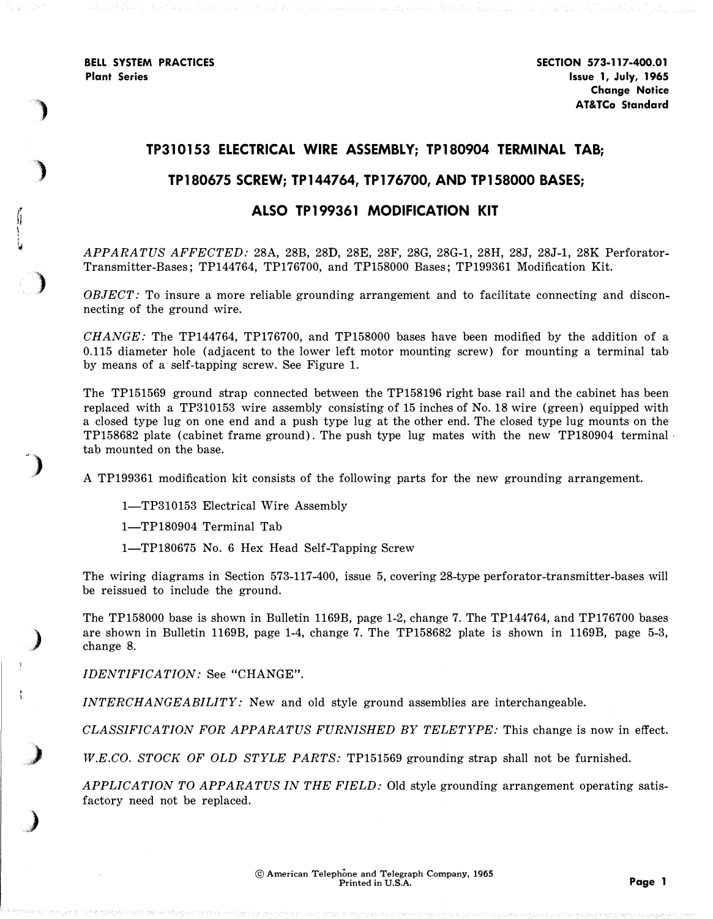BELL SYSTEM PRACTICES
Plant Series

SECTION 573-117-400.01
Issue 1, July, 1965
Change Notice
AT&TCo Standard

# TP310153 ELECTRICAL WIRE ASSEMBLY; TP180904 TERMINAL TAB; TP180675 SCREW; TP144764, TP176700, AND TP158000 BASES; ALSO TP199361 MODIFICATION KIT

*APPARATUS AFFECTED:* 28A, 28B, 28D, 28E, 28F, 28G, 28G-1, 28H, 28J, 28J-1, 28K Perforator-Transmitter-Bases; TP144764, TP176700, and TP158000 Bases; TP199361 Modification Kit.

*OBJECT:* To insure a more reliable grounding arrangement and to facilitate connecting and disconnecting of the ground wire.

*CHANGE:* The TP144764, TP176700, and TP158000 bases have been modified by the addition of a 0.115 diameter hole (adjacent to the lower left motor mounting screw) for mounting a terminal tab by means of a self-tapping screw. See Figure 1.

The TP151569 ground strap connected between the TP158196 right base rail and the cabinet has been replaced with a TP310153 wire assembly consisting of 15 inches of No. 18 wire (green) equipped with a closed type lug on one end and a push type lug at the other end. The closed type lug mounts on the TP158682 plate (cabinet frame ground). The push type lug mates with the new TP180904 terminal tab mounted on the base.

A TP199361 modification kit consists of the following parts for the new grounding arrangement.

1—TP310153 Electrical Wire Assembly

1—TP180904 Terminal Tab

1—TP180675 No. 6 Hex Head Self-Tapping Screw

The wiring diagrams in Section 573-117-400, issue 5, covering 28-type perforator-transmitter-bases will be reissued to include the ground.

The TP158000 base is shown in Bulletin 1169B, page 1-2, change 7. The TP144764, and TP176700 bases are shown in Bulletin 1169B, page 1-4, change 7. The TP158682 plate is shown in 1169B, page 5-3, change 8.

*IDENTIFICATION:* See "CHANGE".

*INTERCHANGEABILITY:* New and old style ground assemblies are interchangeable.

*CLASSIFICATION FOR APPARATUS FURNISHED BY TELETYPE:* This change is now in effect.

*W.E.CO. STOCK OF OLD STYLE PARTS:* TP151569 grounding strap shall not be furnished.

*APPLICATION TO APPARATUS IN THE FIELD:* Old style grounding arrangement operating satisfactory need not be replaced.

© American Telephone and Telegraph Company, 1965
Printed in U.S.A.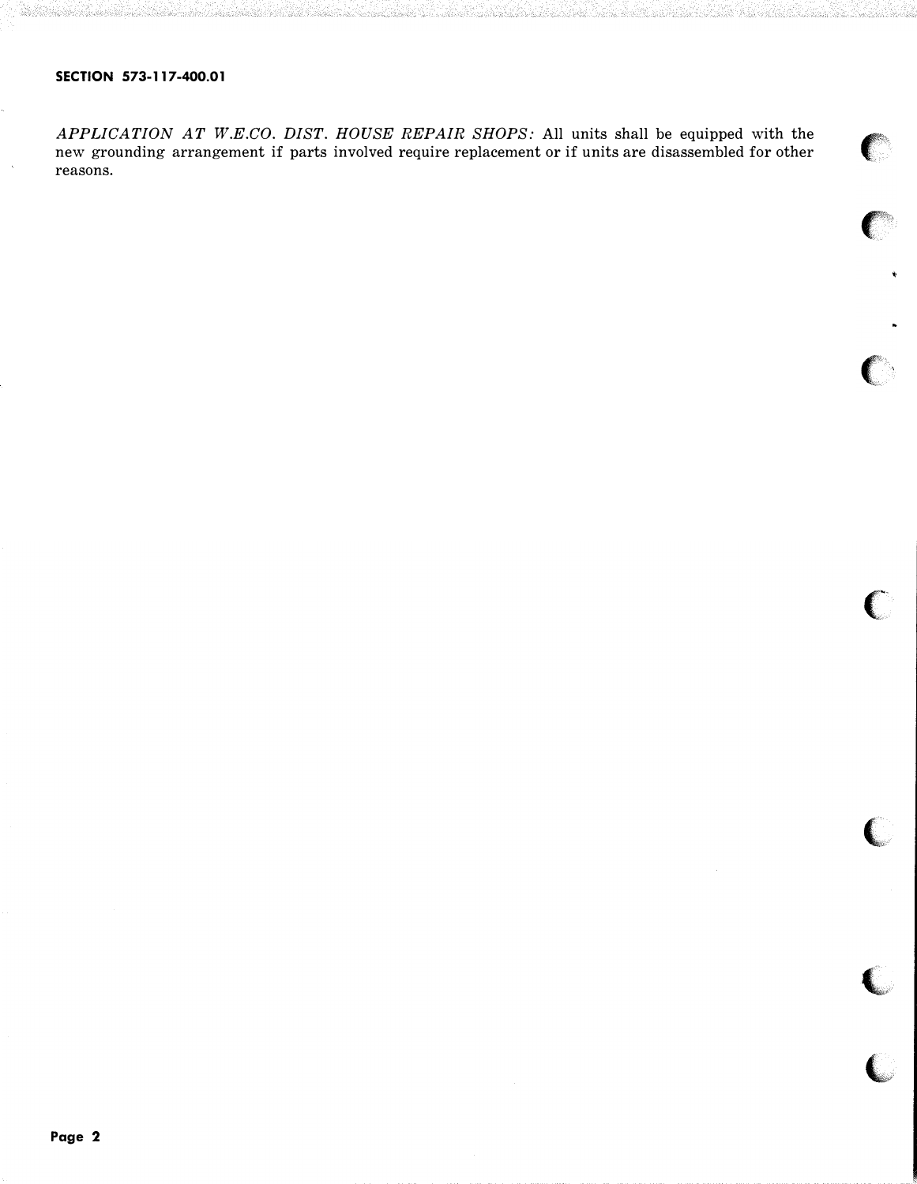*APPLICATION AT W.E.CO. DIST. HOUSE REPAIR SHOPS:* All units shall be equipped with the new grounding arrangement if parts involved require replacement or if units are disassembled for other reasons.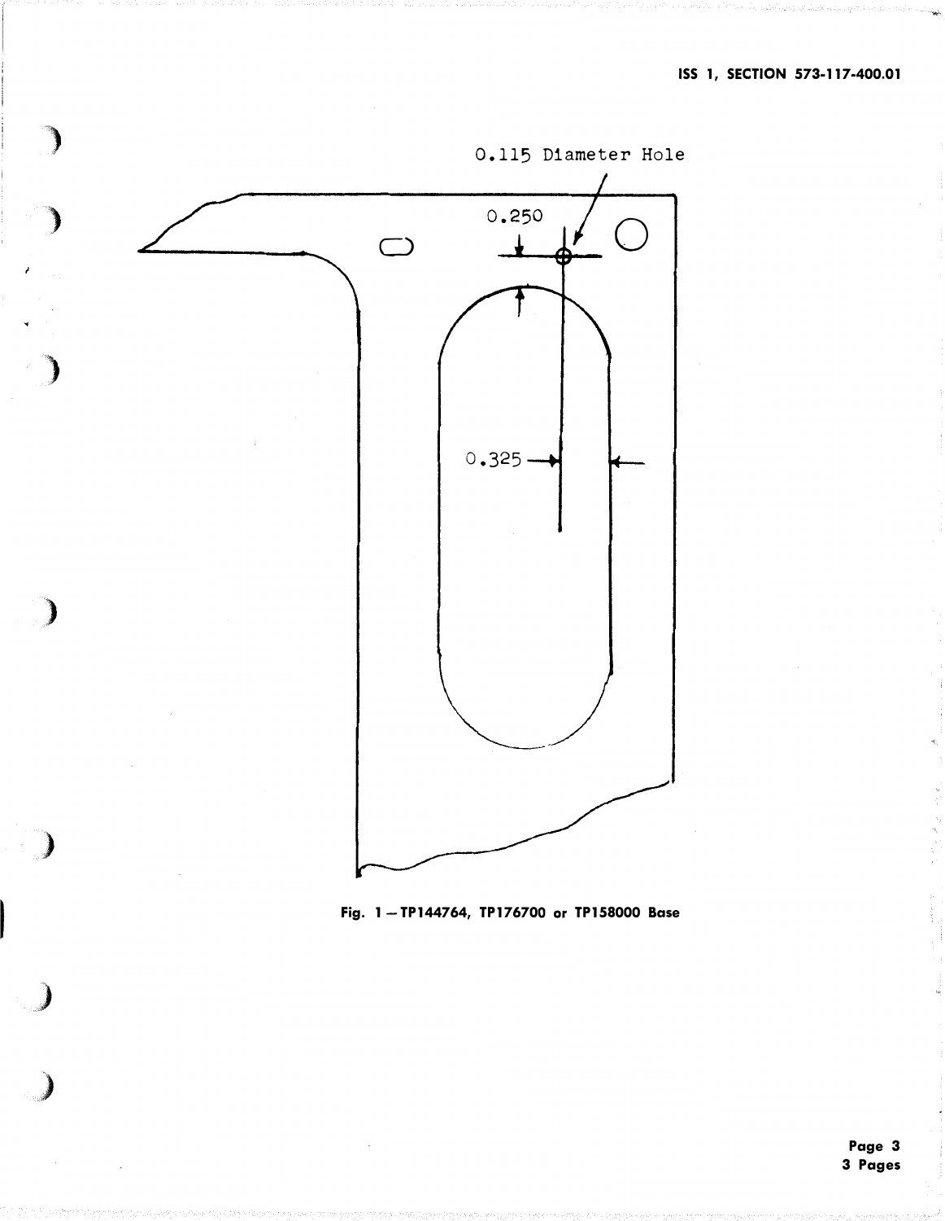0.115 Diameter Hole

0.250

0.325

Fig. 1 — TP144764, TP176700 or TP158000 Base